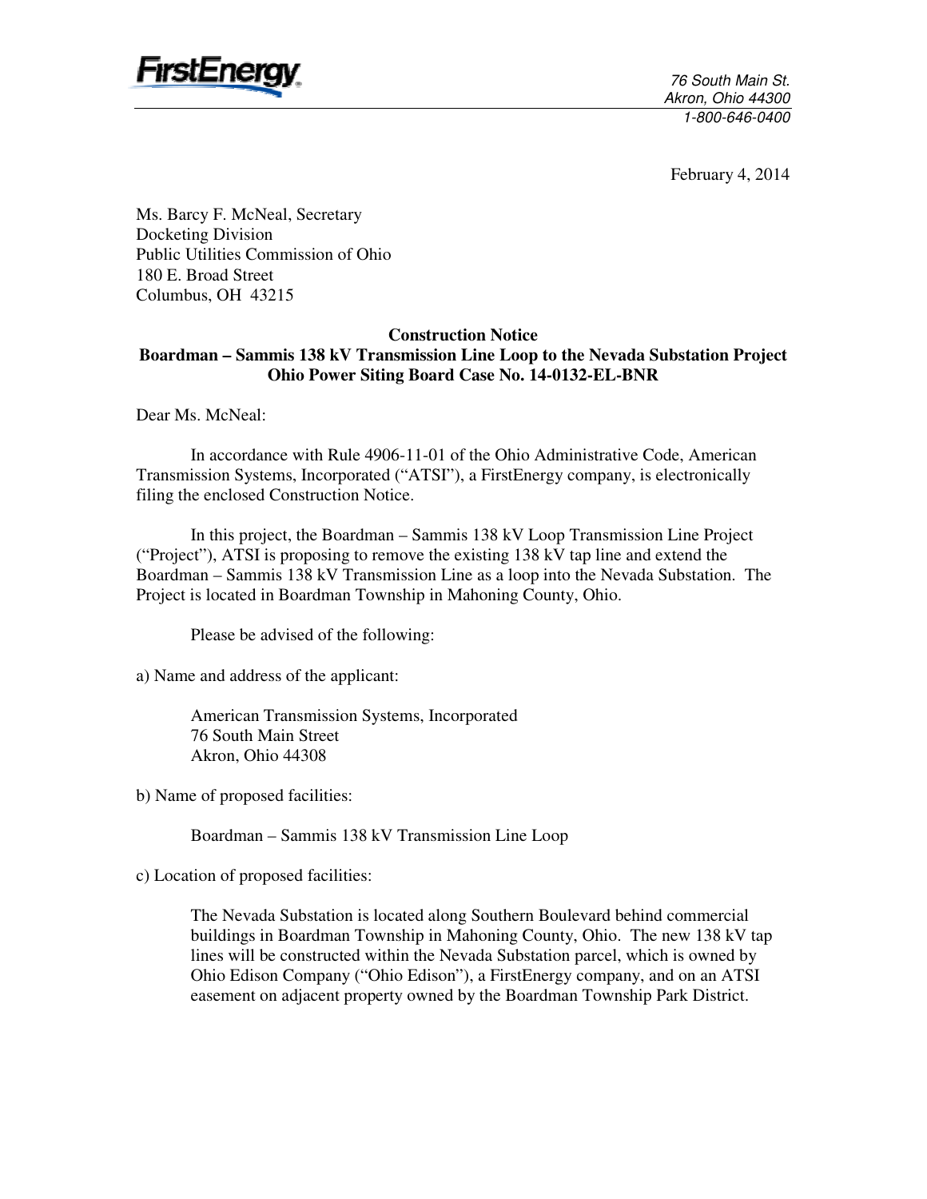FirstEnergy

76 South Main St.
Akron, Ohio 44300
1-800-646-0400

February 4, 2014

Ms. Barcy F. McNeal, Secretary
Docketing Division
Public Utilities Commission of Ohio
180 E. Broad Street
Columbus, OH 43215

**Construction Notice**
**Boardman – Sammis 138 kV Transmission Line Loop to the Nevada Substation Project**
**Ohio Power Siting Board Case No. 14-0132-EL-BNR**

Dear Ms. McNeal:

In accordance with Rule 4906-11-01 of the Ohio Administrative Code, American Transmission Systems, Incorporated ("ATSI"), a FirstEnergy company, is electronically filing the enclosed Construction Notice.

In this project, the Boardman – Sammis 138 kV Loop Transmission Line Project ("Project"), ATSI is proposing to remove the existing 138 kV tap line and extend the Boardman – Sammis 138 kV Transmission Line as a loop into the Nevada Substation. The Project is located in Boardman Township in Mahoning County, Ohio.

Please be advised of the following:

a) Name and address of the applicant:

American Transmission Systems, Incorporated
76 South Main Street
Akron, Ohio 44308

b) Name of proposed facilities:

Boardman – Sammis 138 kV Transmission Line Loop

c) Location of proposed facilities:

The Nevada Substation is located along Southern Boulevard behind commercial buildings in Boardman Township in Mahoning County, Ohio. The new 138 kV tap lines will be constructed within the Nevada Substation parcel, which is owned by Ohio Edison Company ("Ohio Edison"), a FirstEnergy company, and on an ATSI easement on adjacent property owned by the Boardman Township Park District.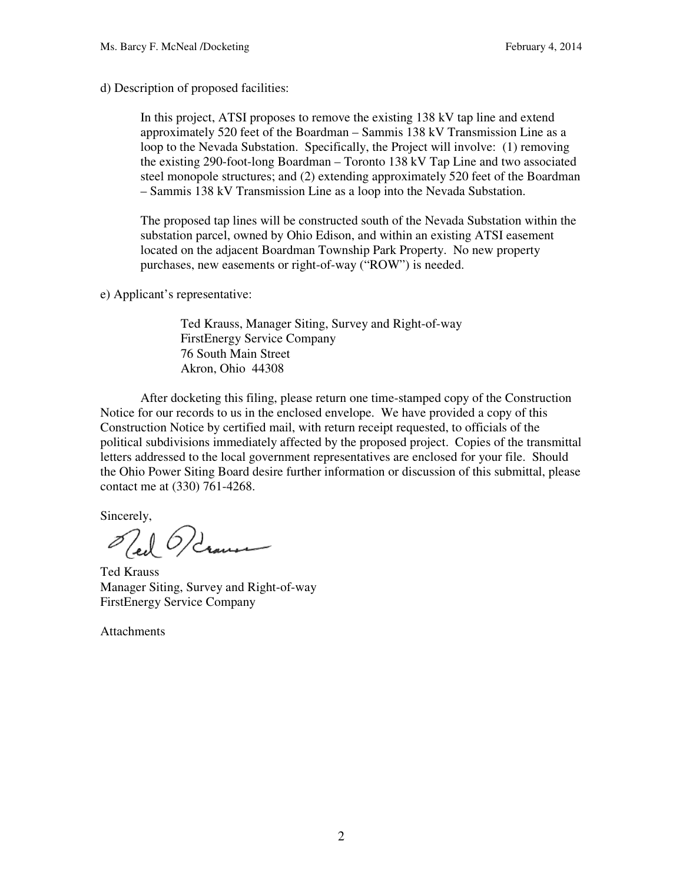d) Description of proposed facilities:

> In this project, ATSI proposes to remove the existing 138 kV tap line and extend approximately 520 feet of the Boardman – Sammis 138 kV Transmission Line as a loop to the Nevada Substation. Specifically, the Project will involve: (1) removing the existing 290-foot-long Boardman – Toronto 138 kV Tap Line and two associated steel monopole structures; and (2) extending approximately 520 feet of the Boardman – Sammis 138 kV Transmission Line as a loop into the Nevada Substation.
>
> The proposed tap lines will be constructed south of the Nevada Substation within the substation parcel, owned by Ohio Edison, and within an existing ATSI easement located on the adjacent Boardman Township Park Property. No new property purchases, new easements or right-of-way ("ROW") is needed.

e) Applicant's representative:

> Ted Krauss, Manager Siting, Survey and Right-of-way
> FirstEnergy Service Company
> 76 South Main Street
> Akron, Ohio 44308

After docketing this filing, please return one time-stamped copy of the Construction Notice for our records to us in the enclosed envelope. We have provided a copy of this Construction Notice by certified mail, with return receipt requested, to officials of the political subdivisions immediately affected by the proposed project. Copies of the transmittal letters addressed to the local government representatives are enclosed for your file. Should the Ohio Power Siting Board desire further information or discussion of this submittal, please contact me at (330) 761-4268.

Sincerely,

Ted Krauss
Manager Siting, Survey and Right-of-way
FirstEnergy Service Company

Attachments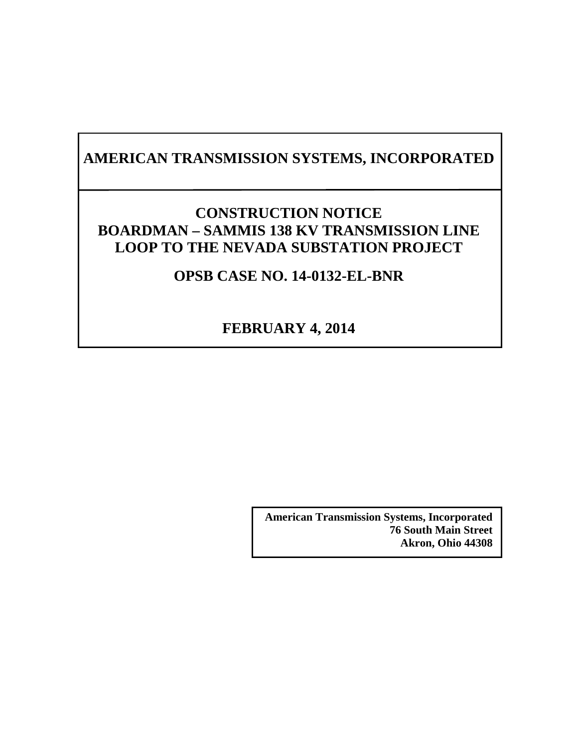# AMERICAN TRANSMISSION SYSTEMS, INCORPORATED

## CONSTRUCTION NOTICE
## BOARDMAN – SAMMIS 138 KV TRANSMISSION LINE LOOP TO THE NEVADA SUBSTATION PROJECT

## OPSB CASE NO. 14-0132-EL-BNR

## FEBRUARY 4, 2014

**American Transmission Systems, Incorporated**
**76 South Main Street**
**Akron, Ohio 44308**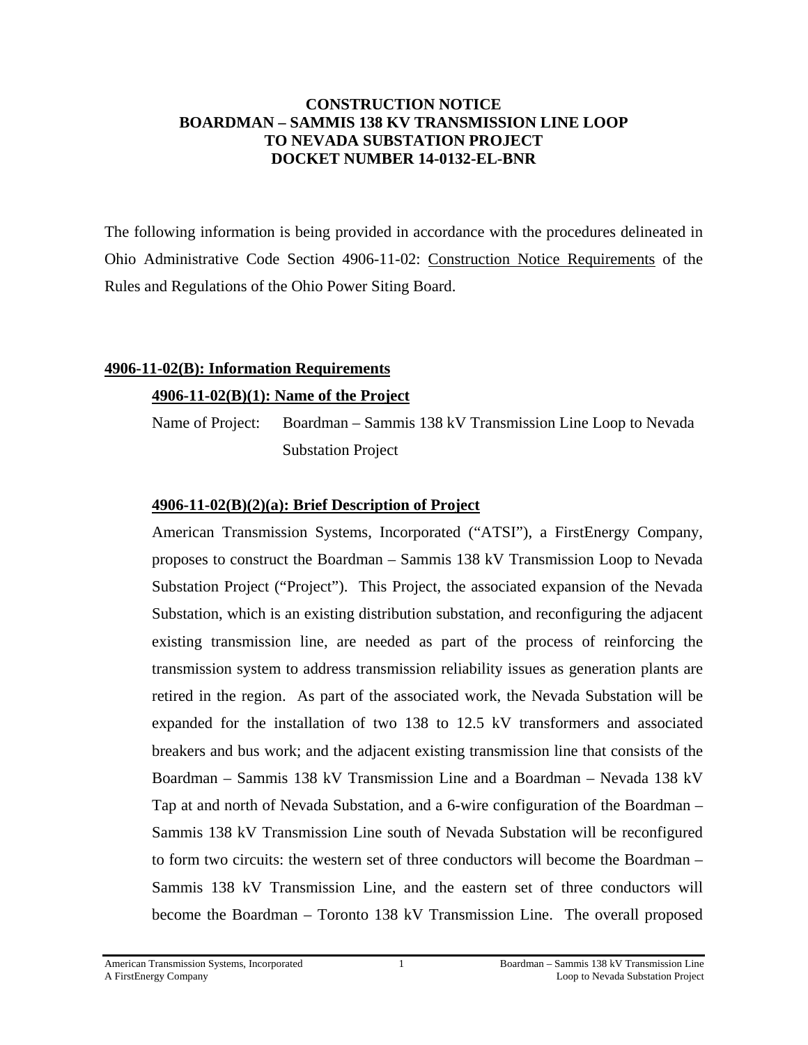**CONSTRUCTION NOTICE**
**BOARDMAN – SAMMIS 138 KV TRANSMISSION LINE LOOP**
**TO NEVADA SUBSTATION PROJECT**
**DOCKET NUMBER 14-0132-EL-BNR**

The following information is being provided in accordance with the procedures delineated in Ohio Administrative Code Section 4906-11-02: Construction Notice Requirements of the Rules and Regulations of the Ohio Power Siting Board.

## 4906-11-02(B): Information Requirements

### 4906-11-02(B)(1): Name of the Project

Name of Project: Boardman – Sammis 138 kV Transmission Line Loop to Nevada Substation Project

### 4906-11-02(B)(2)(a): Brief Description of Project

American Transmission Systems, Incorporated ("ATSI"), a FirstEnergy Company, proposes to construct the Boardman – Sammis 138 kV Transmission Loop to Nevada Substation Project ("Project"). This Project, the associated expansion of the Nevada Substation, which is an existing distribution substation, and reconfiguring the adjacent existing transmission line, are needed as part of the process of reinforcing the transmission system to address transmission reliability issues as generation plants are retired in the region. As part of the associated work, the Nevada Substation will be expanded for the installation of two 138 to 12.5 kV transformers and associated breakers and bus work; and the adjacent existing transmission line that consists of the Boardman – Sammis 138 kV Transmission Line and a Boardman – Nevada 138 kV Tap at and north of Nevada Substation, and a 6-wire configuration of the Boardman – Sammis 138 kV Transmission Line south of Nevada Substation will be reconfigured to form two circuits: the western set of three conductors will become the Boardman – Sammis 138 kV Transmission Line, and the eastern set of three conductors will become the Boardman – Toronto 138 kV Transmission Line. The overall proposed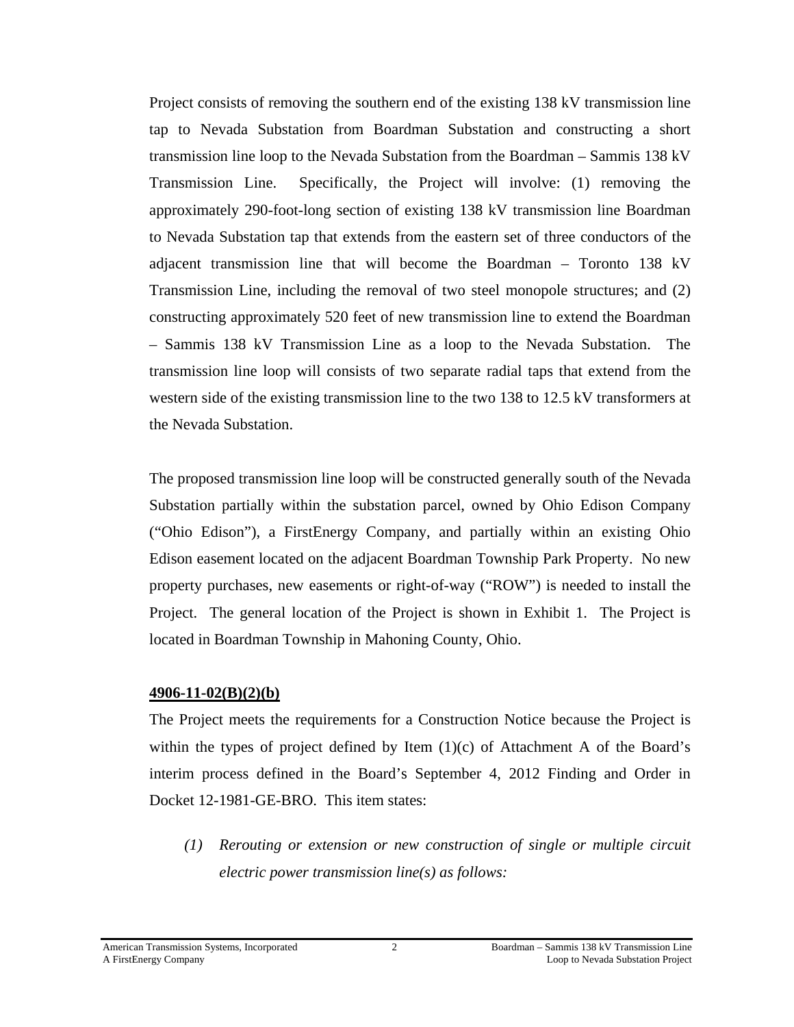Project consists of removing the southern end of the existing 138 kV transmission line tap to Nevada Substation from Boardman Substation and constructing a short transmission line loop to the Nevada Substation from the Boardman – Sammis 138 kV Transmission Line. Specifically, the Project will involve: (1) removing the approximately 290-foot-long section of existing 138 kV transmission line Boardman to Nevada Substation tap that extends from the eastern set of three conductors of the adjacent transmission line that will become the Boardman – Toronto 138 kV Transmission Line, including the removal of two steel monopole structures; and (2) constructing approximately 520 feet of new transmission line to extend the Boardman – Sammis 138 kV Transmission Line as a loop to the Nevada Substation. The transmission line loop will consists of two separate radial taps that extend from the western side of the existing transmission line to the two 138 to 12.5 kV transformers at the Nevada Substation.

The proposed transmission line loop will be constructed generally south of the Nevada Substation partially within the substation parcel, owned by Ohio Edison Company ("Ohio Edison"), a FirstEnergy Company, and partially within an existing Ohio Edison easement located on the adjacent Boardman Township Park Property. No new property purchases, new easements or right-of-way ("ROW") is needed to install the Project. The general location of the Project is shown in Exhibit 1. The Project is located in Boardman Township in Mahoning County, Ohio.

**4906-11-02(B)(2)(b)**

The Project meets the requirements for a Construction Notice because the Project is within the types of project defined by Item (1)(c) of Attachment A of the Board's interim process defined in the Board's September 4, 2012 Finding and Order in Docket 12-1981-GE-BRO. This item states:

> *(1) Rerouting or extension or new construction of single or multiple circuit electric power transmission line(s) as follows:*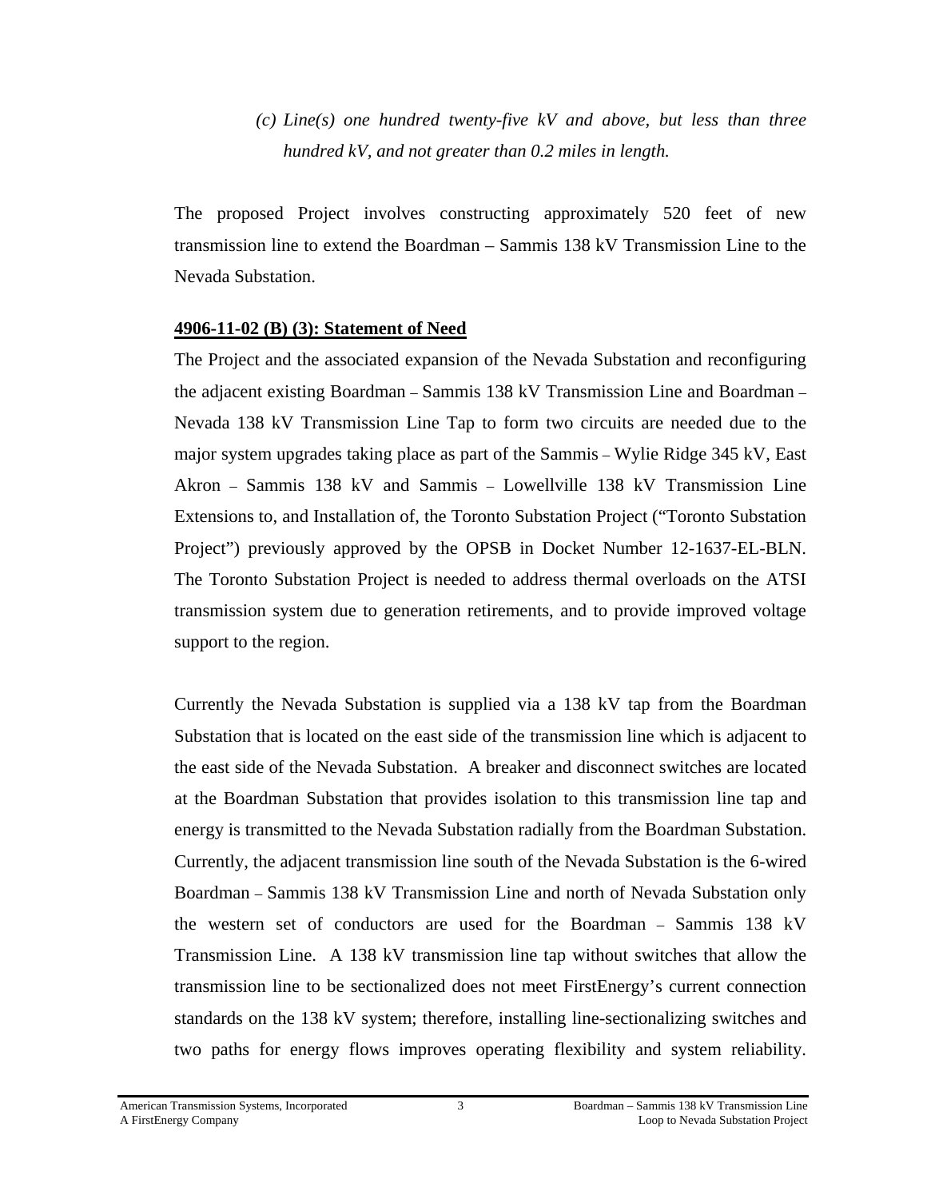*(c) Line(s) one hundred twenty-five kV and above, but less than three hundred kV, and not greater than 0.2 miles in length.*

The proposed Project involves constructing approximately 520 feet of new transmission line to extend the Boardman – Sammis 138 kV Transmission Line to the Nevada Substation.

**4906-11-02 (B) (3): Statement of Need**

The Project and the associated expansion of the Nevada Substation and reconfiguring the adjacent existing Boardman – Sammis 138 kV Transmission Line and Boardman – Nevada 138 kV Transmission Line Tap to form two circuits are needed due to the major system upgrades taking place as part of the Sammis – Wylie Ridge 345 kV, East Akron – Sammis 138 kV and Sammis – Lowellville 138 kV Transmission Line Extensions to, and Installation of, the Toronto Substation Project ("Toronto Substation Project") previously approved by the OPSB in Docket Number 12-1637-EL-BLN. The Toronto Substation Project is needed to address thermal overloads on the ATSI transmission system due to generation retirements, and to provide improved voltage support to the region.

Currently the Nevada Substation is supplied via a 138 kV tap from the Boardman Substation that is located on the east side of the transmission line which is adjacent to the east side of the Nevada Substation. A breaker and disconnect switches are located at the Boardman Substation that provides isolation to this transmission line tap and energy is transmitted to the Nevada Substation radially from the Boardman Substation. Currently, the adjacent transmission line south of the Nevada Substation is the 6-wired Boardman – Sammis 138 kV Transmission Line and north of Nevada Substation only the western set of conductors are used for the Boardman – Sammis 138 kV Transmission Line. A 138 kV transmission line tap without switches that allow the transmission line to be sectionalized does not meet FirstEnergy's current connection standards on the 138 kV system; therefore, installing line-sectionalizing switches and two paths for energy flows improves operating flexibility and system reliability.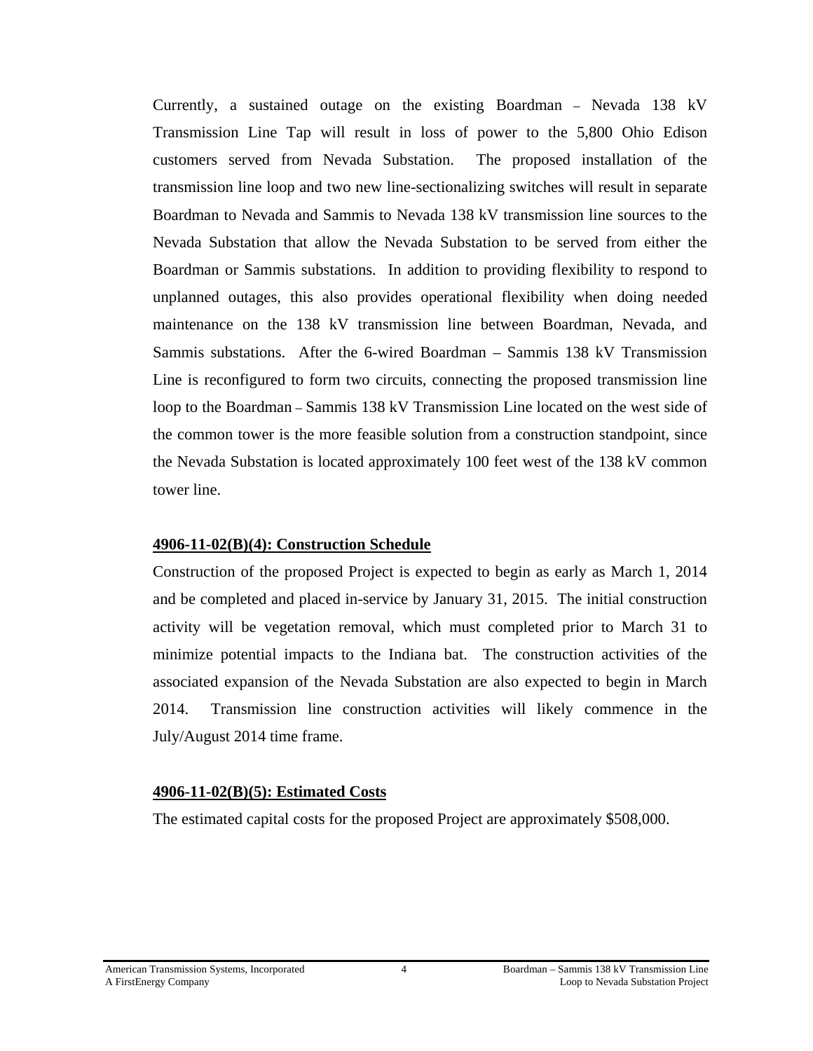Currently, a sustained outage on the existing Boardman – Nevada 138 kV Transmission Line Tap will result in loss of power to the 5,800 Ohio Edison customers served from Nevada Substation. The proposed installation of the transmission line loop and two new line-sectionalizing switches will result in separate Boardman to Nevada and Sammis to Nevada 138 kV transmission line sources to the Nevada Substation that allow the Nevada Substation to be served from either the Boardman or Sammis substations. In addition to providing flexibility to respond to unplanned outages, this also provides operational flexibility when doing needed maintenance on the 138 kV transmission line between Boardman, Nevada, and Sammis substations. After the 6-wired Boardman – Sammis 138 kV Transmission Line is reconfigured to form two circuits, connecting the proposed transmission line loop to the Boardman – Sammis 138 kV Transmission Line located on the west side of the common tower is the more feasible solution from a construction standpoint, since the Nevada Substation is located approximately 100 feet west of the 138 kV common tower line.

**4906-11-02(B)(4): Construction Schedule**

Construction of the proposed Project is expected to begin as early as March 1, 2014 and be completed and placed in-service by January 31, 2015. The initial construction activity will be vegetation removal, which must completed prior to March 31 to minimize potential impacts to the Indiana bat. The construction activities of the associated expansion of the Nevada Substation are also expected to begin in March 2014. Transmission line construction activities will likely commence in the July/August 2014 time frame.

**4906-11-02(B)(5): Estimated Costs**

The estimated capital costs for the proposed Project are approximately $508,000.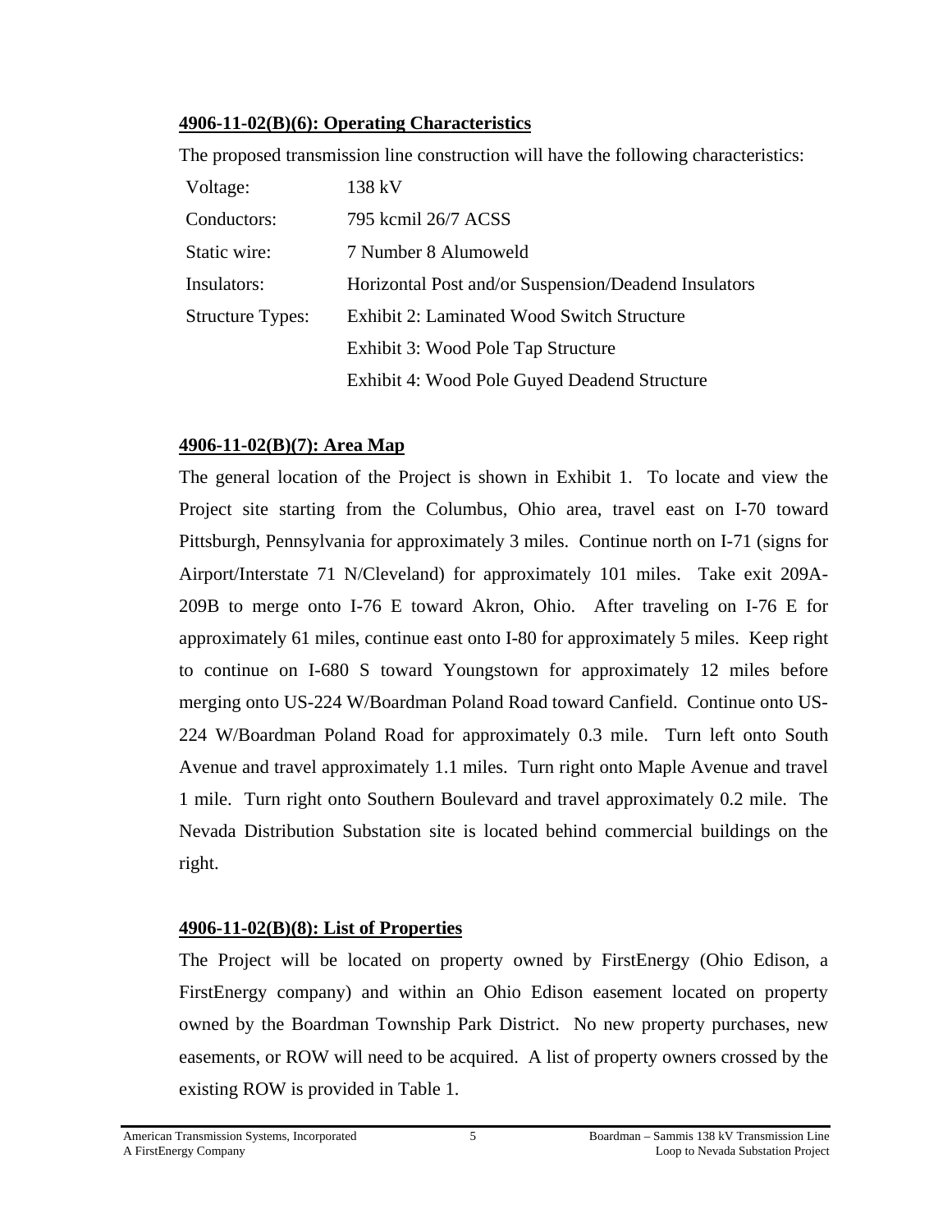**4906-11-02(B)(6): Operating Characteristics**

The proposed transmission line construction will have the following characteristics:

| | |
|---|---|
| Voltage: | 138 kV |
| Conductors: | 795 kcmil 26/7 ACSS |
| Static wire: | 7 Number 8 Alumoweld |
| Insulators: | Horizontal Post and/or Suspension/Deadend Insulators |
| Structure Types: | Exhibit 2: Laminated Wood Switch Structure |
| | Exhibit 3: Wood Pole Tap Structure |
| | Exhibit 4: Wood Pole Guyed Deadend Structure |

**4906-11-02(B)(7): Area Map**

The general location of the Project is shown in Exhibit 1. To locate and view the Project site starting from the Columbus, Ohio area, travel east on I-70 toward Pittsburgh, Pennsylvania for approximately 3 miles. Continue north on I-71 (signs for Airport/Interstate 71 N/Cleveland) for approximately 101 miles. Take exit 209A-209B to merge onto I-76 E toward Akron, Ohio. After traveling on I-76 E for approximately 61 miles, continue east onto I-80 for approximately 5 miles. Keep right to continue on I-680 S toward Youngstown for approximately 12 miles before merging onto US-224 W/Boardman Poland Road toward Canfield. Continue onto US-224 W/Boardman Poland Road for approximately 0.3 mile. Turn left onto South Avenue and travel approximately 1.1 miles. Turn right onto Maple Avenue and travel 1 mile. Turn right onto Southern Boulevard and travel approximately 0.2 mile. The Nevada Distribution Substation site is located behind commercial buildings on the right.

**4906-11-02(B)(8): List of Properties**

The Project will be located on property owned by FirstEnergy (Ohio Edison, a FirstEnergy company) and within an Ohio Edison easement located on property owned by the Boardman Township Park District. No new property purchases, new easements, or ROW will need to be acquired. A list of property owners crossed by the existing ROW is provided in Table 1.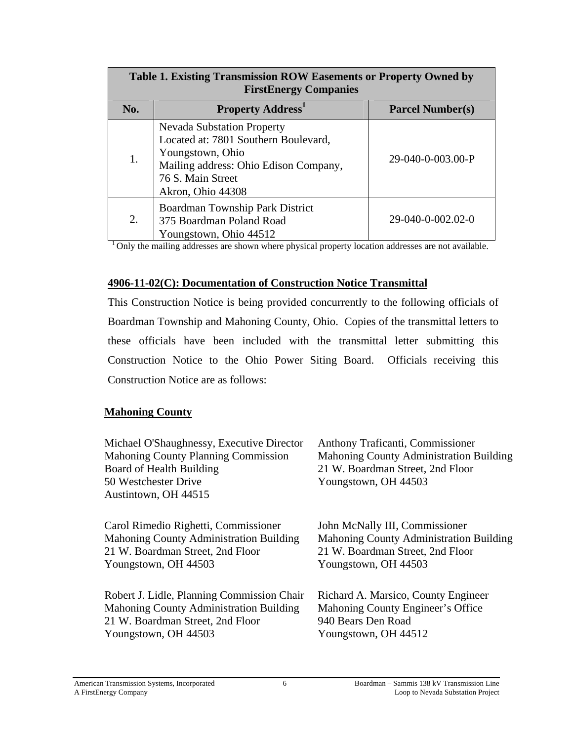**Table 1. Existing Transmission ROW Easements or Property Owned by FirstEnergy Companies**

| No. | Property Address[1] | Parcel Number(s) |
|---|---|---|
| 1. | Nevada Substation Property<br>Located at: 7801 Southern Boulevard, Youngstown, Ohio<br>Mailing address: Ohio Edison Company, 76 S. Main Street<br>Akron, Ohio 44308 | 29-040-0-003.00-P |
| 2. | Boardman Township Park District<br>375 Boardman Poland Road<br>Youngstown, Ohio 44512 | 29-040-0-002.02-0 |

[1] Only the mailing addresses are shown where physical property location addresses are not available.

## 4906-11-02(C): Documentation of Construction Notice Transmittal

This Construction Notice is being provided concurrently to the following officials of Boardman Township and Mahoning County, Ohio. Copies of the transmittal letters to these officials have been included with the transmittal letter submitting this Construction Notice to the Ohio Power Siting Board. Officials receiving this Construction Notice are as follows:

### Mahoning County

Michael O'Shaughnessy, Executive Director
Mahoning County Planning Commission
Board of Health Building
50 Westchester Drive
Austintown, OH 44515

Anthony Traficanti, Commissioner
Mahoning County Administration Building
21 W. Boardman Street, 2nd Floor
Youngstown, OH 44503

Carol Rimedio Righetti, Commissioner
Mahoning County Administration Building
21 W. Boardman Street, 2nd Floor
Youngstown, OH 44503

John McNally III, Commissioner
Mahoning County Administration Building
21 W. Boardman Street, 2nd Floor
Youngstown, OH 44503

Robert J. Lidle, Planning Commission Chair
Mahoning County Administration Building
21 W. Boardman Street, 2nd Floor
Youngstown, OH 44503

Richard A. Marsico, County Engineer
Mahoning County Engineer's Office
940 Bears Den Road
Youngstown, OH 44512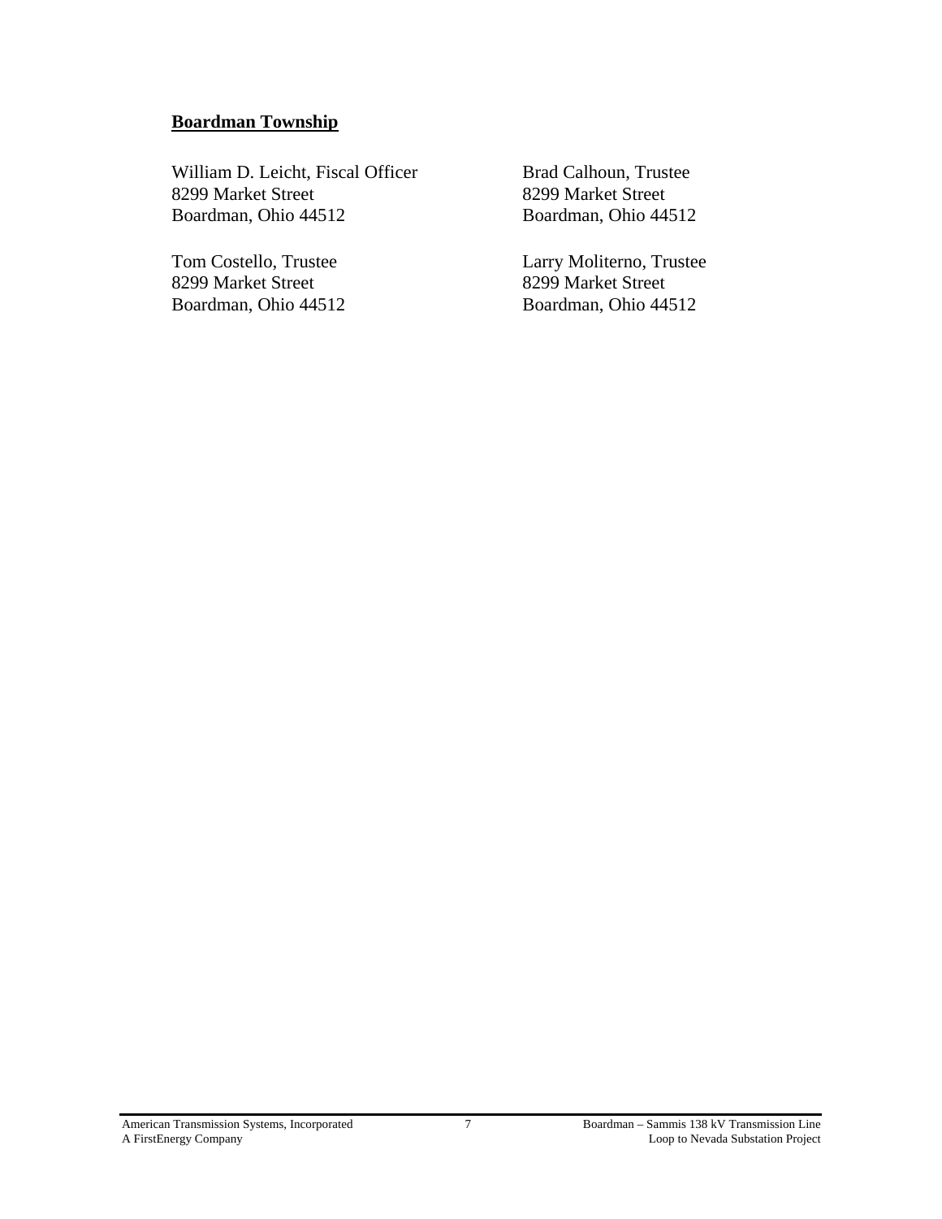**Boardman Township**

William D. Leicht, Fiscal Officer
8299 Market Street
Boardman, Ohio 44512

Brad Calhoun, Trustee
8299 Market Street
Boardman, Ohio 44512

Tom Costello, Trustee
8299 Market Street
Boardman, Ohio 44512

Larry Moliterno, Trustee
8299 Market Street
Boardman, Ohio 44512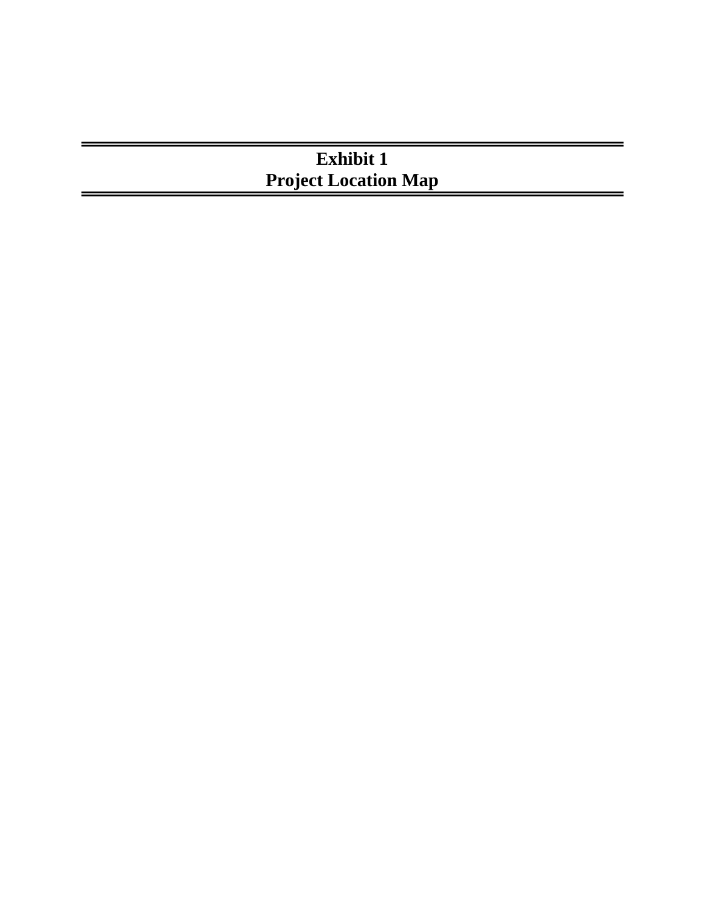# Exhibit 1
# Project Location Map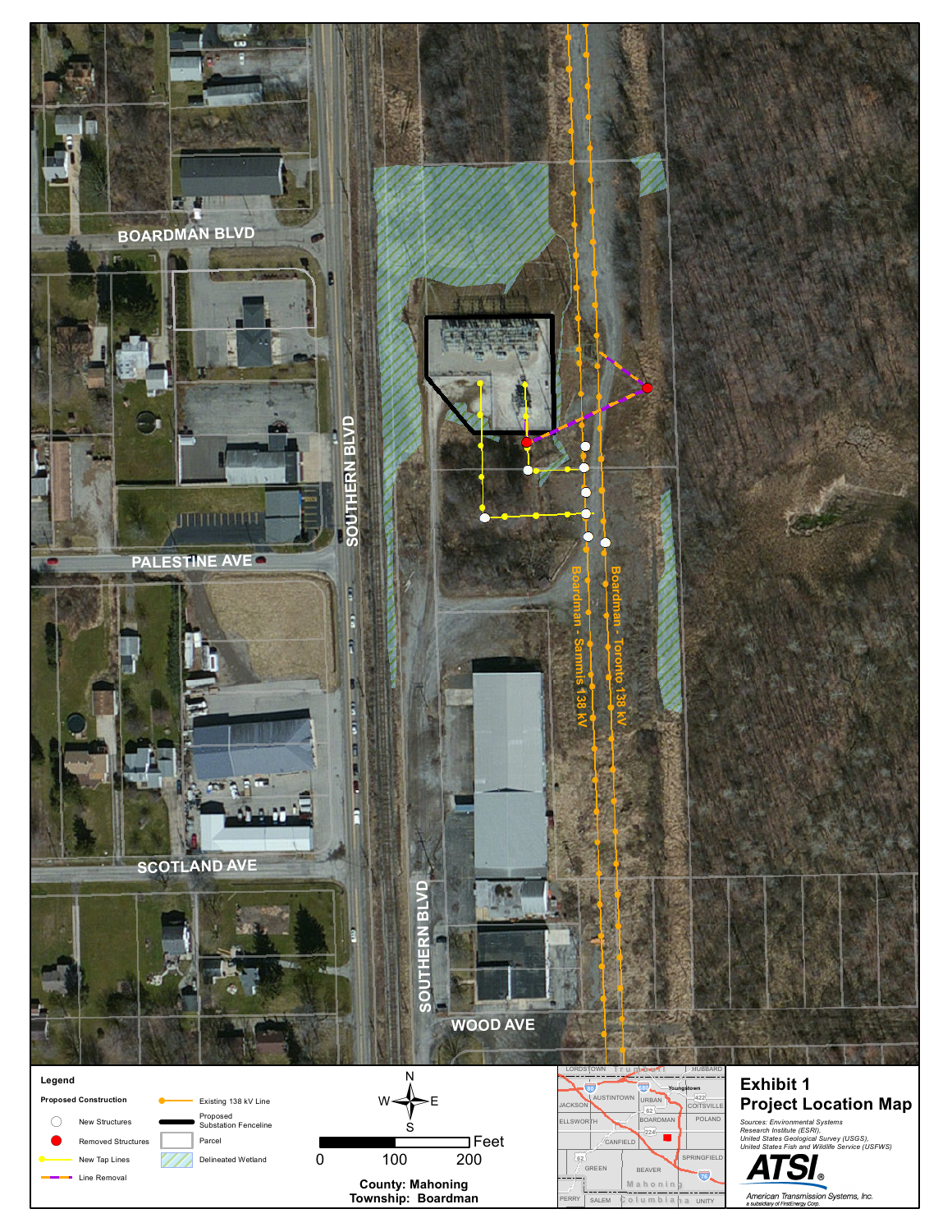BOARDMAN BLVD

SOUTHERN BLVD

PALESTINE AVE

SCOTLAND AVE

SOUTHERN BLVD

WOOD AVE

Boardman - Sammis 138 kV

Boardman - Toronto 138 kV

**Legend**

**Proposed Construction**

- New Structures
- Removed Structures
- New Tap Lines
- Line Removal
- Existing 138 kV Line
- Proposed Substation Fenceline
- Parcel
- Delineated Wetland

Feet

0 100 200

**County: Mahoning**
**Township: Boardman**

# Exhibit 1
## Project Location Map

*Sources: Environmental Systems Research Institute (ESRI), United States Geological Survey (USGS), United States Fish and Wildlife Service (USFWS)*

ATSI
*American Transmission Systems, Inc.*
*a subsidiary of FirstEnergy Corp.*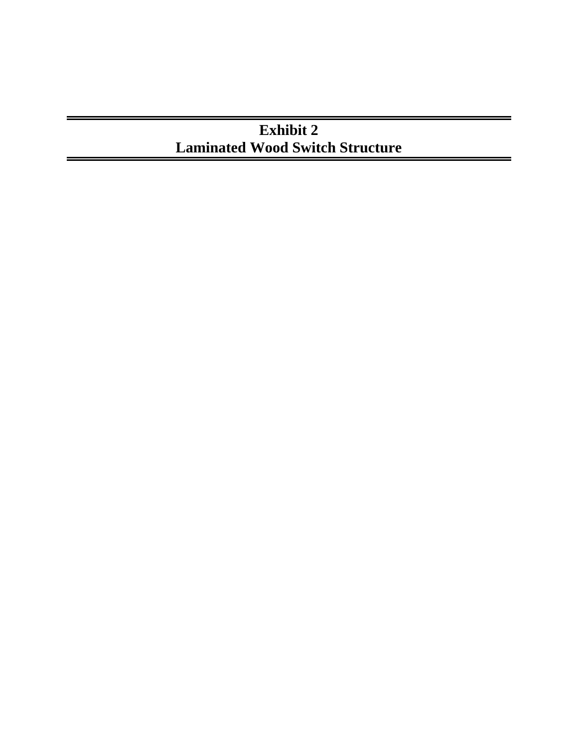# Exhibit 2
# Laminated Wood Switch Structure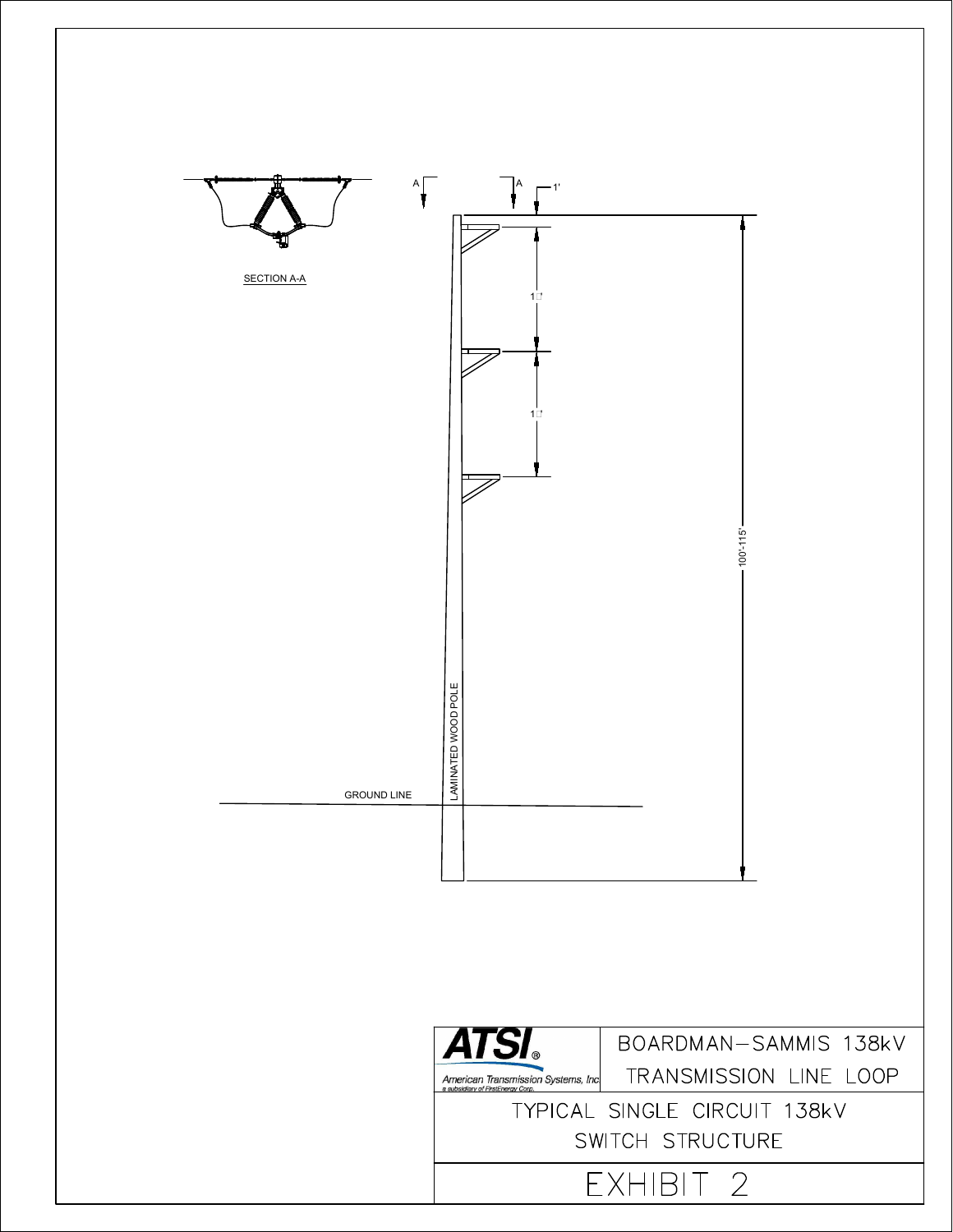SECTION A-A

A A

1'

1□'

1□'

100'-115'

LAMINATED WOOD POLE

GROUND LINE

**ATSI** ®

American Transmission Systems, Inc
a subsidiary of FirstEnergy Corp.

BOARDMAN–SAMMIS 138kV
TRANSMISSION LINE LOOP

TYPICAL SINGLE CIRCUIT 138kV
SWITCH STRUCTURE

EXHIBIT 2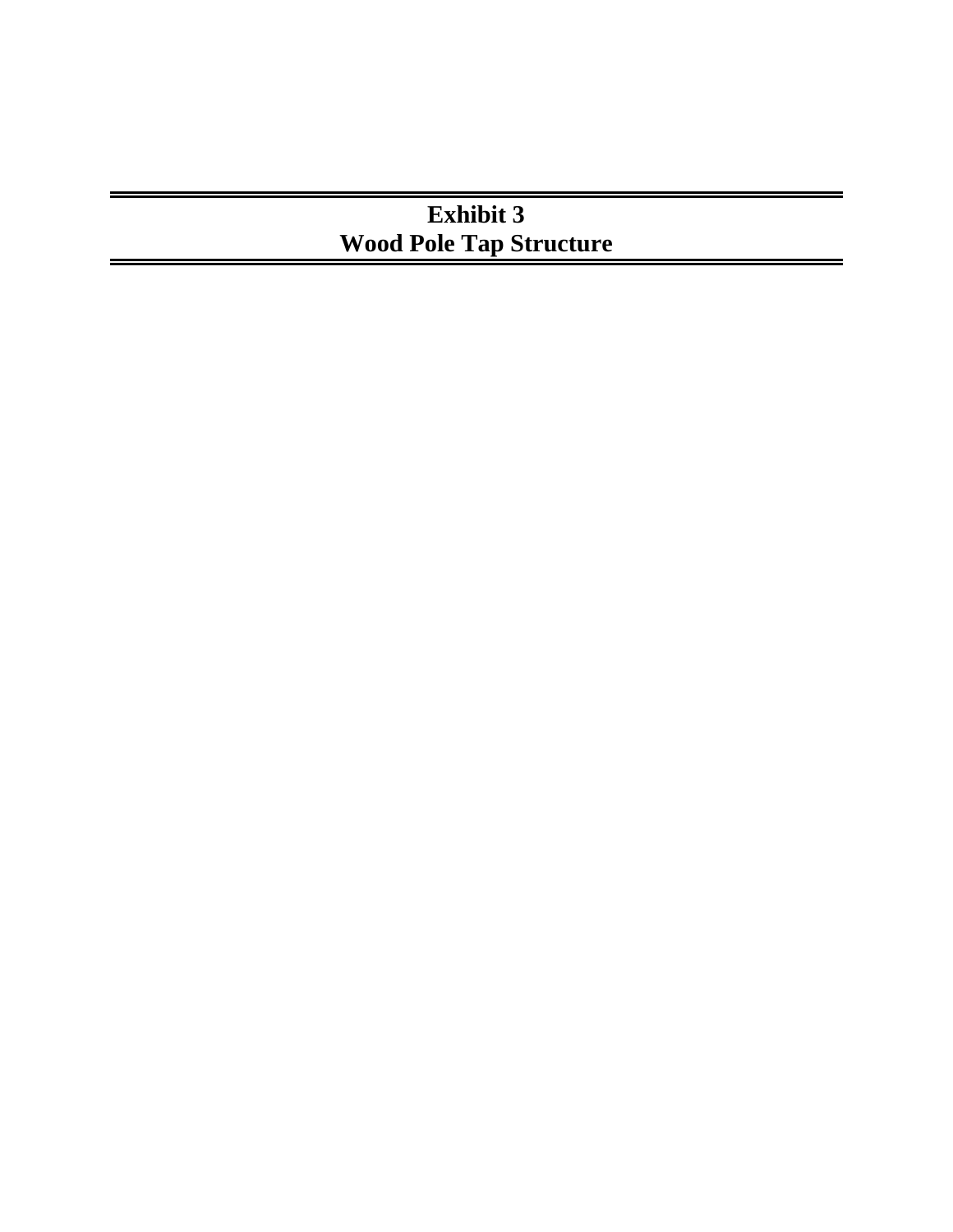# Exhibit 3
# Wood Pole Tap Structure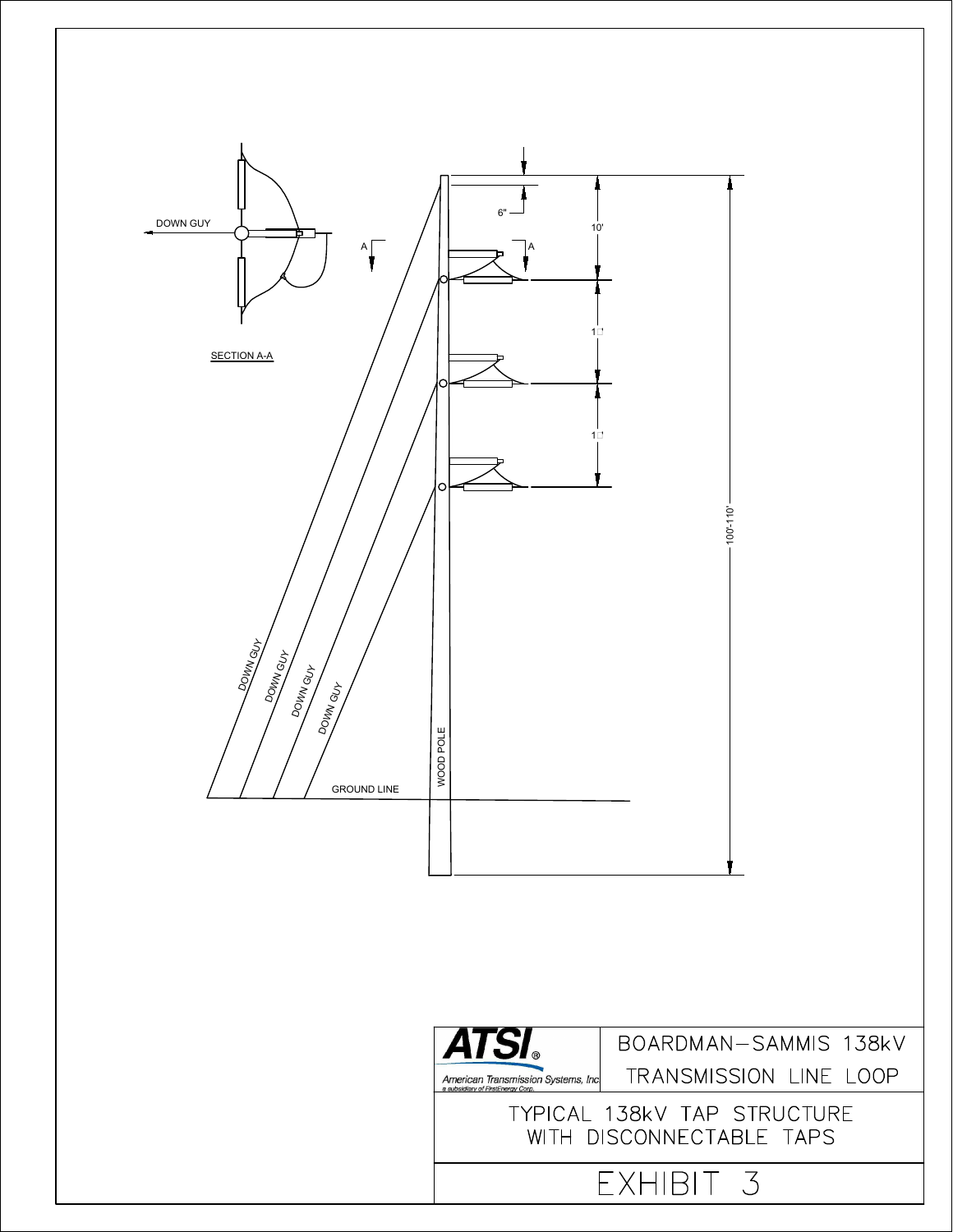DOWN GUY

SECTION A-A

A A

6"

10'

1□

1□

100'-110'

DOWN GUY

DOWN GUY

DOWN GUY

DOWN GUY

WOOD POLE

GROUND LINE

**ATSI**®

American Transmission Systems, Inc
a subsidiary of FirstEnergy Corp.

BOARDMAN–SAMMIS 138kV

TRANSMISSION LINE LOOP

TYPICAL 138kV TAP STRUCTURE
WITH DISCONNECTABLE TAPS

EXHIBIT 3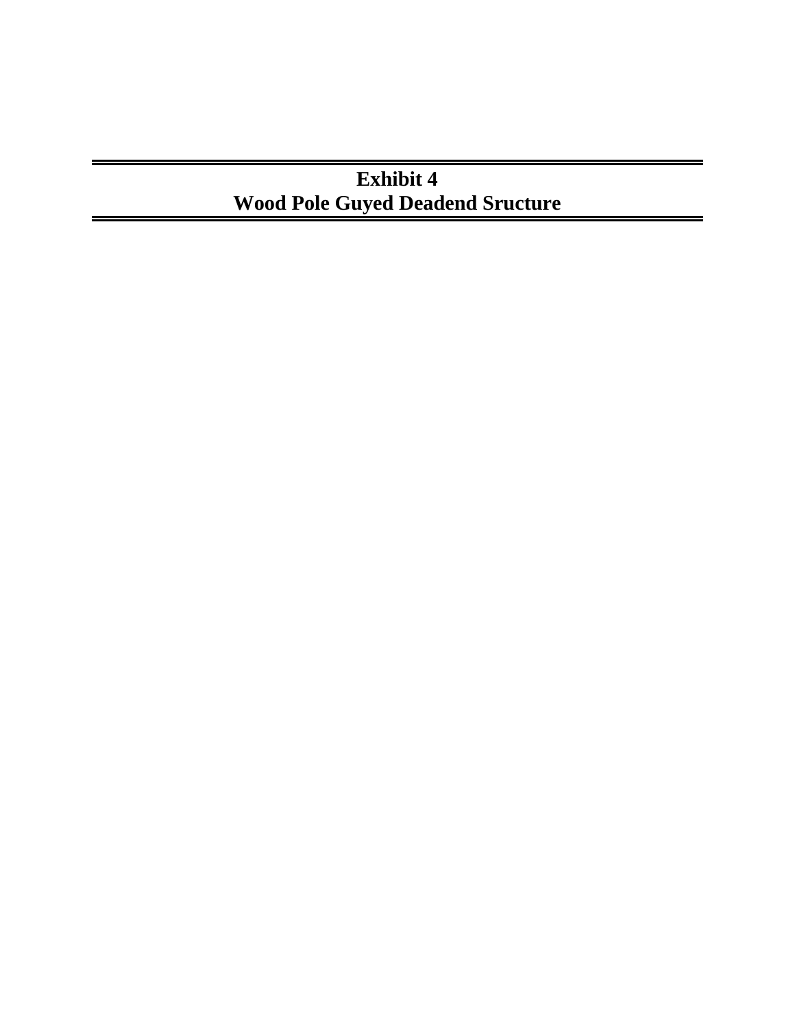# Exhibit 4
# Wood Pole Guyed Deadend Sructure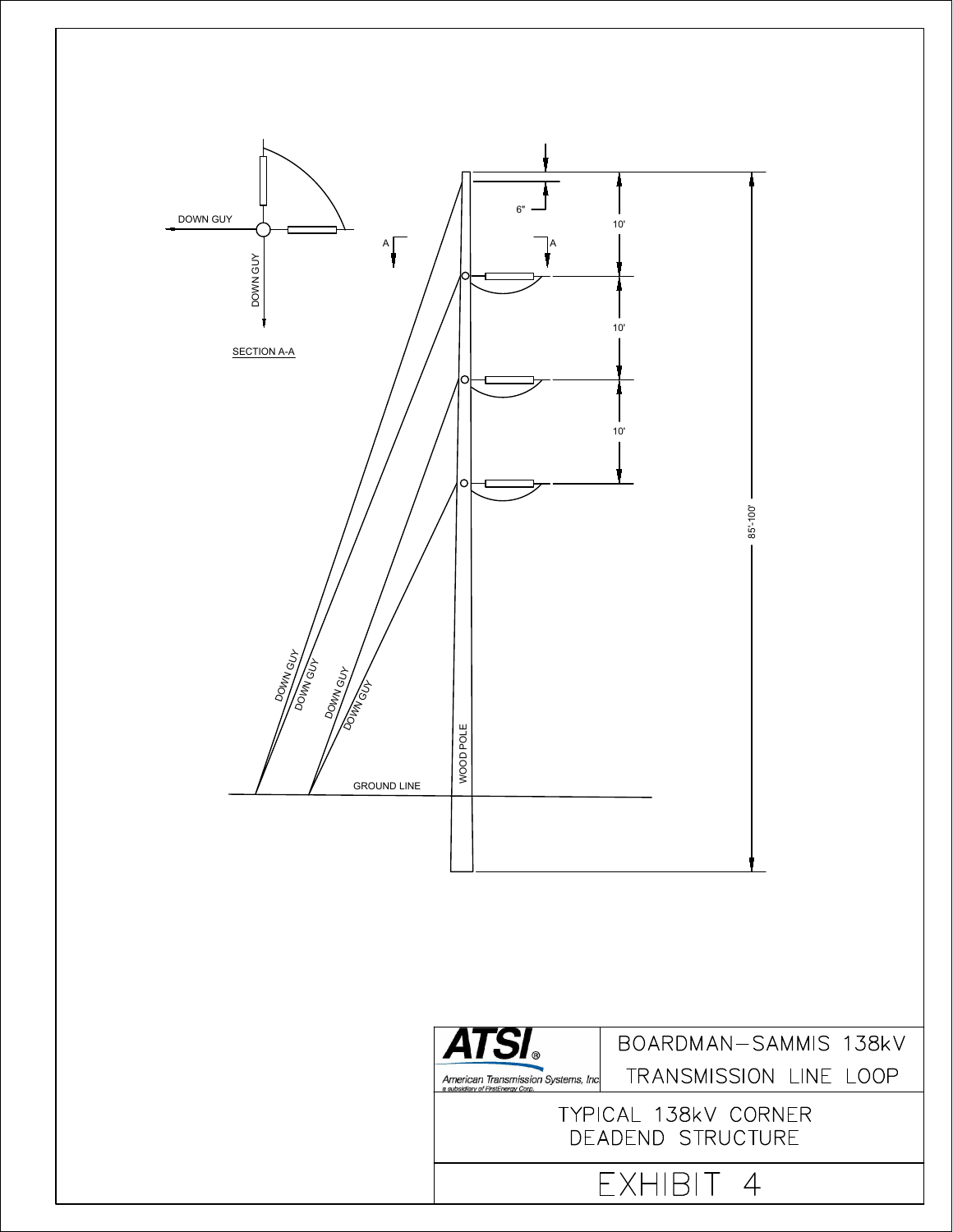DOWN GUY

DOWN GUY

SECTION A-A

A A

6"

10'

10'

10'

85'-100'

DOWN GUY

DOWN GUY

DOWN GUY

DOWN GUY

WOOD POLE

GROUND LINE

**ATSI**®

American Transmission Systems, Inc
a subsidiary of FirstEnergy Corp.

BOARDMAN–SAMMIS 138kV
TRANSMISSION LINE LOOP

TYPICAL 138kV CORNER
DEADEND STRUCTURE

EXHIBIT 4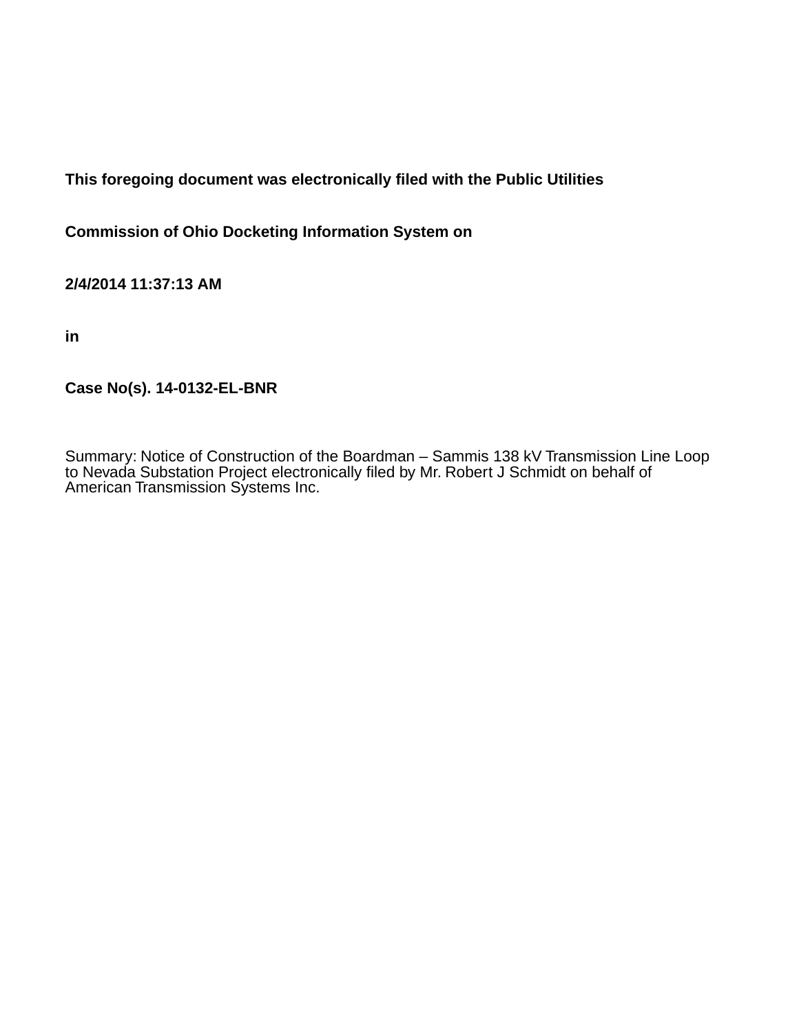**This foregoing document was electronically filed with the Public Utilities**

**Commission of Ohio Docketing Information System on**

**2/4/2014 11:37:13 AM**

**in**

**Case No(s). 14-0132-EL-BNR**

Summary: Notice of Construction of the Boardman – Sammis 138 kV Transmission Line Loop to Nevada Substation Project electronically filed by Mr. Robert J Schmidt on behalf of American Transmission Systems Inc.